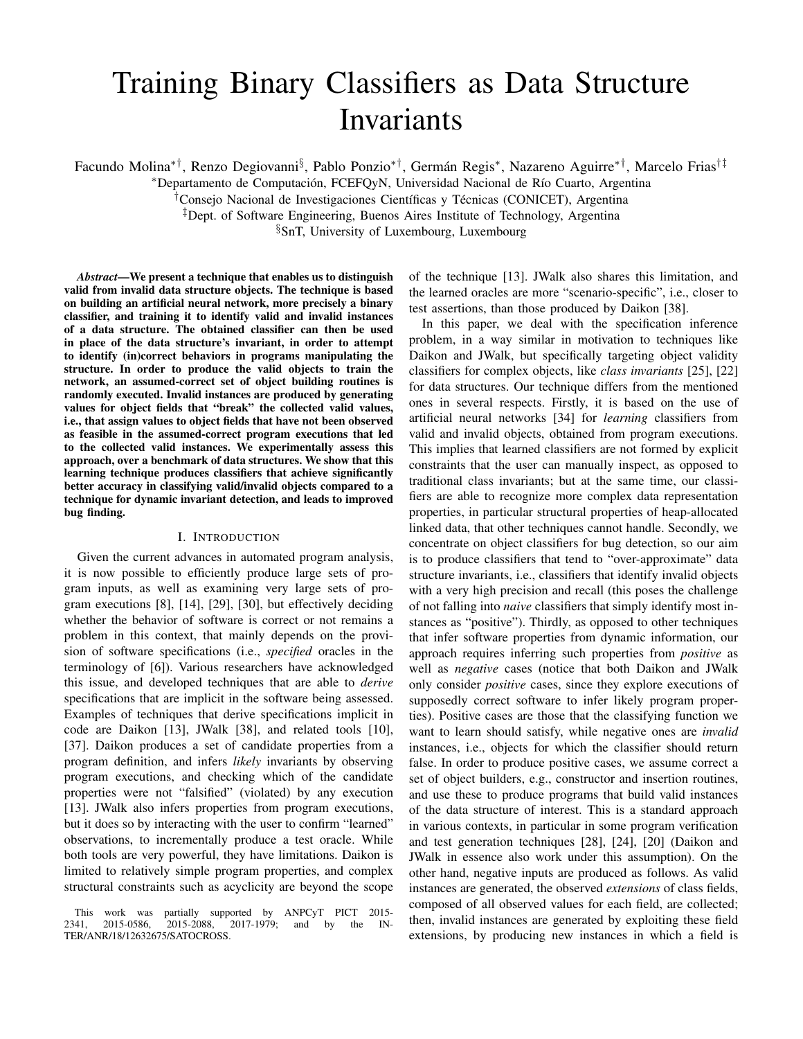# Training Binary Classifiers as Data Structure Invariants

Facundo Molina[*†], Renzo Degiovanni[§], Pablo Ponzio[*†], Germán Regis[*], Nazareno Aguirre[*†], Marcelo Frias[†‡]

[*]Departamento de Computación, FCEFQyN, Universidad Nacional de Río Cuarto, Argentina
[†]Consejo Nacional de Investigaciones Científicas y Técnicas (CONICET), Argentina
[‡]Dept. of Software Engineering, Buenos Aires Institute of Technology, Argentina
[§]SnT, University of Luxembourg, Luxembourg

***Abstract*—We present a technique that enables us to distinguish valid from invalid data structure objects. The technique is based on building an artificial neural network, more precisely a binary classifier, and training it to identify valid and invalid instances of a data structure. The obtained classifier can then be used in place of the data structure's invariant, in order to attempt to identify (in)correct behaviors in programs manipulating the structure. In order to produce the valid objects to train the network, an assumed-correct set of object building routines is randomly executed. Invalid instances are produced by generating values for object fields that "break" the collected valid values, i.e., that assign values to object fields that have not been observed as feasible in the assumed-correct program executions that led to the collected valid instances. We experimentally assess this approach, over a benchmark of data structures. We show that this learning technique produces classifiers that achieve significantly better accuracy in classifying valid/invalid objects compared to a technique for dynamic invariant detection, and leads to improved bug finding.**

## I. Introduction

Given the current advances in automated program analysis, it is now possible to efficiently produce large sets of program inputs, as well as examining very large sets of program executions [8], [14], [29], [30], but effectively deciding whether the behavior of software is correct or not remains a problem in this context, that mainly depends on the provision of software specifications (i.e., *specified* oracles in the terminology of [6]). Various researchers have acknowledged this issue, and developed techniques that are able to *derive* specifications that are implicit in the software being assessed. Examples of techniques that derive specifications implicit in code are Daikon [13], JWalk [38], and related tools [10], [37]. Daikon produces a set of candidate properties from a program definition, and infers *likely* invariants by observing program executions, and checking which of the candidate properties were not "falsified" (violated) by any execution [13]. JWalk also infers properties from program executions, but it does so by interacting with the user to confirm "learned" observations, to incrementally produce a test oracle. While both tools are very powerful, they have limitations. Daikon is limited to relatively simple program properties, and complex structural constraints such as acyclicity are beyond the scope of the technique [13]. JWalk also shares this limitation, and the learned oracles are more "scenario-specific", i.e., closer to test assertions, than those produced by Daikon [38].

In this paper, we deal with the specification inference problem, in a way similar in motivation to techniques like Daikon and JWalk, but specifically targeting object validity classifiers for complex objects, like *class invariants* [25], [22] for data structures. Our technique differs from the mentioned ones in several respects. Firstly, it is based on the use of artificial neural networks [34] for *learning* classifiers from valid and invalid objects, obtained from program executions. This implies that learned classifiers are not formed by explicit constraints that the user can manually inspect, as opposed to traditional class invariants; but at the same time, our classifiers are able to recognize more complex data representation properties, in particular structural properties of heap-allocated linked data, that other techniques cannot handle. Secondly, we concentrate on object classifiers for bug detection, so our aim is to produce classifiers that tend to "over-approximate" data structure invariants, i.e., classifiers that identify invalid objects with a very high precision and recall (this poses the challenge of not falling into *naive* classifiers that simply identify most instances as "positive"). Thirdly, as opposed to other techniques that infer software properties from dynamic information, our approach requires inferring such properties from *positive* as well as *negative* cases (notice that both Daikon and JWalk only consider *positive* cases, since they explore executions of supposedly correct software to infer likely program properties). Positive cases are those that the classifying function we want to learn should satisfy, while negative ones are *invalid* instances, i.e., objects for which the classifier should return false. In order to produce positive cases, we assume correct a set of object builders, e.g., constructor and insertion routines, and use these to produce programs that build valid instances of the data structure of interest. This is a standard approach in various contexts, in particular in some program verification and test generation techniques [28], [24], [20] (Daikon and JWalk in essence also work under this assumption). On the other hand, negative inputs are produced as follows. As valid instances are generated, the observed *extensions* of class fields, composed of all observed values for each field, are collected; then, invalid instances are generated by exploiting these field extensions, by producing new instances in which a field is

This work was partially supported by ANPCyT PICT 2015-2341, 2015-0586, 2015-2088, 2017-1979; and by the INTER/ANR/18/12632675/SATOCROSS.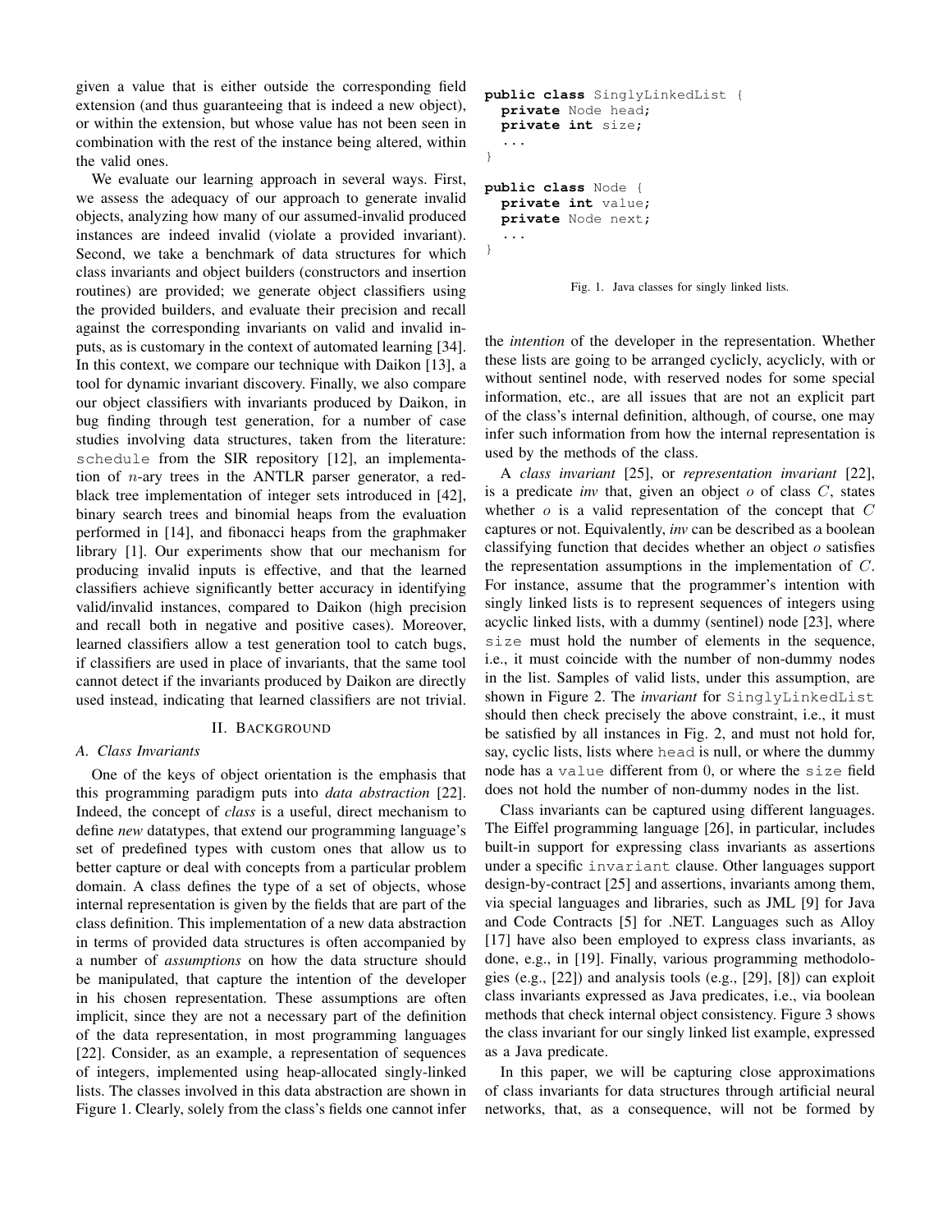given a value that is either outside the corresponding field extension (and thus guaranteeing that is indeed a new object), or within the extension, but whose value has not been seen in combination with the rest of the instance being altered, within the valid ones.

We evaluate our learning approach in several ways. First, we assess the adequacy of our approach to generate invalid objects, analyzing how many of our assumed-invalid produced instances are indeed invalid (violate a provided invariant). Second, we take a benchmark of data structures for which class invariants and object builders (constructors and insertion routines) are provided; we generate object classifiers using the provided builders, and evaluate their precision and recall against the corresponding invariants on valid and invalid inputs, as is customary in the context of automated learning [34]. In this context, we compare our technique with Daikon [13], a tool for dynamic invariant discovery. Finally, we also compare our object classifiers with invariants produced by Daikon, in bug finding through test generation, for a number of case studies involving data structures, taken from the literature: `schedule` from the SIR repository [12], an implementation of $n$-ary trees in the ANTLR parser generator, a red-black tree implementation of integer sets introduced in [42], binary search trees and binomial heaps from the evaluation performed in [14], and fibonacci heaps from the graphmaker library [1]. Our experiments show that our mechanism for producing invalid inputs is effective, and that the learned classifiers achieve significantly better accuracy in identifying valid/invalid instances, compared to Daikon (high precision and recall both in negative and positive cases). Moreover, learned classifiers allow a test generation tool to catch bugs, if classifiers are used in place of invariants, that the same tool cannot detect if the invariants produced by Daikon are directly used instead, indicating that learned classifiers are not trivial.

## II. Background

### A. Class Invariants

One of the keys of object orientation is the emphasis that this programming paradigm puts into *data abstraction* [22]. Indeed, the concept of *class* is a useful, direct mechanism to define *new* datatypes, that extend our programming language's set of predefined types with custom ones that allow us to better capture or deal with concepts from a particular problem domain. A class defines the type of a set of objects, whose internal representation is given by the fields that are part of the class definition. This implementation of a new data abstraction in terms of provided data structures is often accompanied by a number of *assumptions* on how the data structure should be manipulated, that capture the intention of the developer in his chosen representation. These assumptions are often implicit, since they are not a necessary part of the definition of the data representation, in most programming languages [22]. Consider, as an example, a representation of sequences of integers, implemented using heap-allocated singly-linked lists. The classes involved in this data abstraction are shown in Figure 1. Clearly, solely from the class's fields one cannot infer the *intention* of the developer in the representation. Whether these lists are going to be arranged cyclicly, acyclicly, with or without sentinel node, with reserved nodes for some special information, etc., are all issues that are not an explicit part of the class's internal definition, although, of course, one may infer such information from how the internal representation is used by the methods of the class.

```java
public class SinglyLinkedList {
  private Node head;
  private int size;
  ...
}

public class Node {
  private int value;
  private Node next;
  ...
}
```

Fig. 1. Java classes for singly linked lists.

A *class invariant* [25], or *representation invariant* [22], is a predicate *inv* that, given an object $o$ of class $C$, states whether $o$ is a valid representation of the concept that $C$ captures or not. Equivalently, *inv* can be described as a boolean classifying function that decides whether an object $o$ satisfies the representation assumptions in the implementation of $C$. For instance, assume that the programmer's intention with singly linked lists is to represent sequences of integers using acyclic linked lists, with a dummy (sentinel) node [23], where `size` must hold the number of elements in the sequence, i.e., it must coincide with the number of non-dummy nodes in the list. Samples of valid lists, under this assumption, are shown in Figure 2. The *invariant* for `SinglyLinkedList` should then check precisely the above constraint, i.e., it must be satisfied by all instances in Fig. 2, and must not hold for, say, cyclic lists, lists where `head` is null, or where the dummy node has a `value` different from 0, or where the `size` field does not hold the number of non-dummy nodes in the list.

Class invariants can be captured using different languages. The Eiffel programming language [26], in particular, includes built-in support for expressing class invariants as assertions under a specific `invariant` clause. Other languages support design-by-contract [25] and assertions, invariants among them, via special languages and libraries, such as JML [9] for Java and Code Contracts [5] for .NET. Languages such as Alloy [17] have also been employed to express class invariants, as done, e.g., in [19]. Finally, various programming methodologies (e.g., [22]) and analysis tools (e.g., [29], [8]) can exploit class invariants expressed as Java predicates, i.e., via boolean methods that check internal object consistency. Figure 3 shows the class invariant for our singly linked list example, expressed as a Java predicate.

In this paper, we will be capturing close approximations of class invariants for data structures through artificial neural networks, that, as a consequence, will not be formed by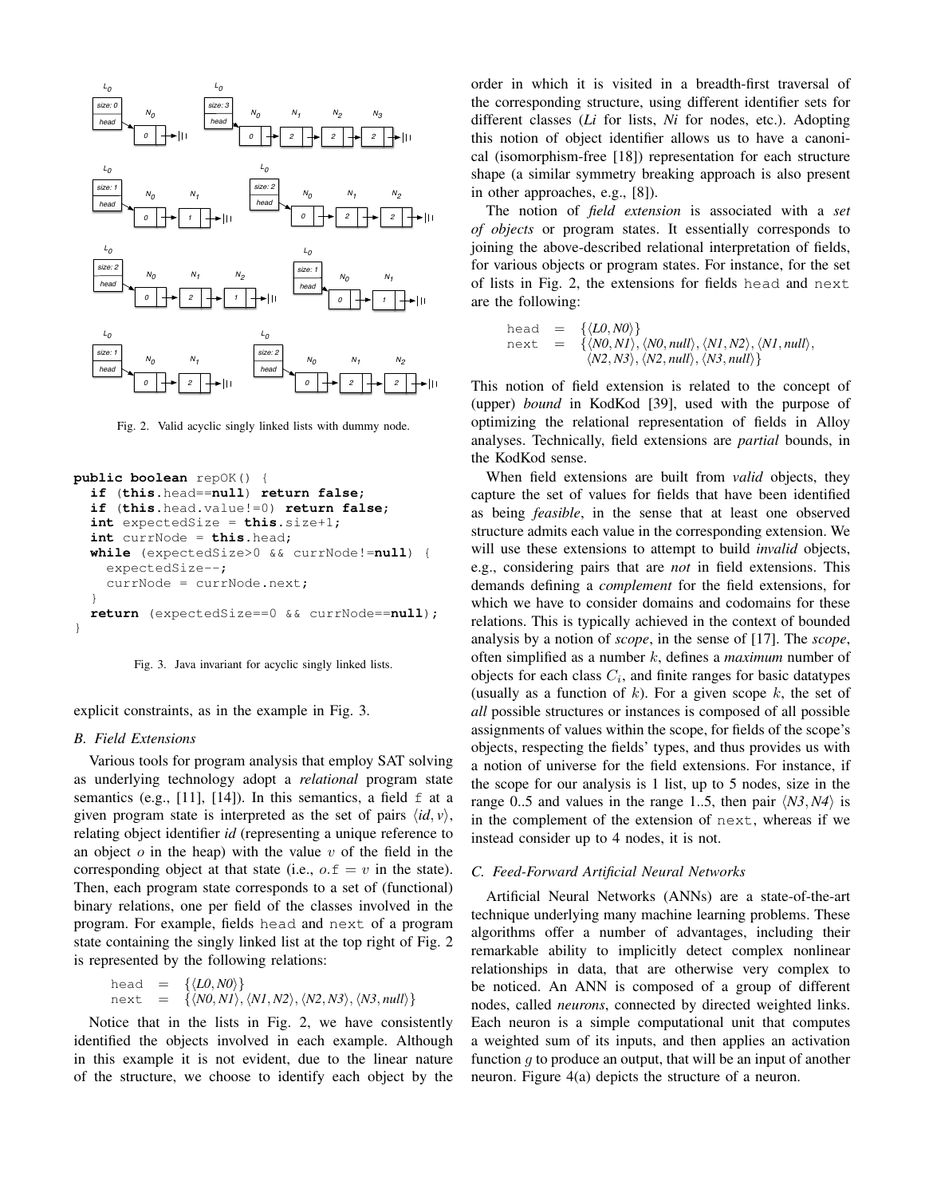Fig. 2. Valid acyclic singly linked lists with dummy node.

```
public boolean repOK() {
  if (this.head==null) return false;
  if (this.head.value!=0) return false;
  int expectedSize = this.size+1;
  int currNode = this.head;
  while (expectedSize>0 && currNode!=null) {
    expectedSize--;
    currNode = currNode.next;
  }
  return (expectedSize==0 && currNode==null);
}
```

Fig. 3. Java invariant for acyclic singly linked lists.

explicit constraints, as in the example in Fig. 3.

### B. Field Extensions

Various tools for program analysis that employ SAT solving as underlying technology adopt a *relational* program state semantics (e.g., [11], [14]). In this semantics, a field f at a given program state is interpreted as the set of pairs $\langle id, v\rangle$, relating object identifier *id* (representing a unique reference to an object $o$ in the heap) with the value $v$ of the field in the corresponding object at that state (i.e., $o.\mathtt{f} = v$ in the state). Then, each program state corresponds to a set of (functional) binary relations, one per field of the classes involved in the program. For example, fields head and next of a program state containing the singly linked list at the top right of Fig. 2 is represented by the following relations:

$$\begin{aligned} \mathtt{head} &= \{\langle L0, N0\rangle\} \\ \mathtt{next} &= \{\langle N0, N1\rangle, \langle N1, N2\rangle, \langle N2, N3\rangle, \langle N3, null\rangle\} \end{aligned}$$

Notice that in the lists in Fig. 2, we have consistently identified the objects involved in each example. Although in this example it is not evident, due to the linear nature of the structure, we choose to identify each object by the order in which it is visited in a breadth-first traversal of the corresponding structure, using different identifier sets for different classes (*Li* for lists, *Ni* for nodes, etc.). Adopting this notion of object identifier allows us to have a canonical (isomorphism-free [18]) representation for each structure shape (a similar symmetry breaking approach is also present in other approaches, e.g., [8]).

The notion of *field extension* is associated with a *set of objects* or program states. It essentially corresponds to joining the above-described relational interpretation of fields, for various objects or program states. For instance, for the set of lists in Fig. 2, the extensions for fields head and next are the following:

$$\begin{aligned} \mathtt{head} &= \{\langle L0, N0\rangle\} \\ \mathtt{next} &= \{\langle N0, N1\rangle, \langle N0, null\rangle, \langle N1, N2\rangle, \langle N1, null\rangle, \\ &\quad\ \langle N2, N3\rangle, \langle N2, null\rangle, \langle N3, null\rangle\} \end{aligned}$$

This notion of field extension is related to the concept of (upper) *bound* in KodKod [39], used with the purpose of optimizing the relational representation of fields in Alloy analyses. Technically, field extensions are *partial* bounds, in the KodKod sense.

When field extensions are built from *valid* objects, they capture the set of values for fields that have been identified as being *feasible*, in the sense that at least one observed structure admits each value in the corresponding extension. We will use these extensions to attempt to build *invalid* objects, e.g., considering pairs that are *not* in field extensions. This demands defining a *complement* for the field extensions, for which we have to consider domains and codomains for these relations. This is typically achieved in the context of bounded analysis by a notion of *scope*, in the sense of [17]. The *scope*, often simplified as a number $k$, defines a *maximum* number of objects for each class $C_i$, and finite ranges for basic datatypes (usually as a function of $k$). For a given scope $k$, the set of *all* possible structures or instances is composed of all possible assignments of values within the scope, for fields of the scope's objects, respecting the fields' types, and thus provides us with a notion of universe for the field extensions. For instance, if the scope for our analysis is 1 list, up to 5 nodes, size in the range 0..5 and values in the range 1..5, then pair $\langle N3, N4\rangle$ is in the complement of the extension of next, whereas if we instead consider up to 4 nodes, it is not.

### C. Feed-Forward Artificial Neural Networks

Artificial Neural Networks (ANNs) are a state-of-the-art technique underlying many machine learning problems. These algorithms offer a number of advantages, including their remarkable ability to implicitly detect complex nonlinear relationships in data, that are otherwise very complex to be noticed. An ANN is composed of a group of different nodes, called *neurons*, connected by directed weighted links. Each neuron is a simple computational unit that computes a weighted sum of its inputs, and then applies an activation function $g$ to produce an output, that will be an input of another neuron. Figure 4(a) depicts the structure of a neuron.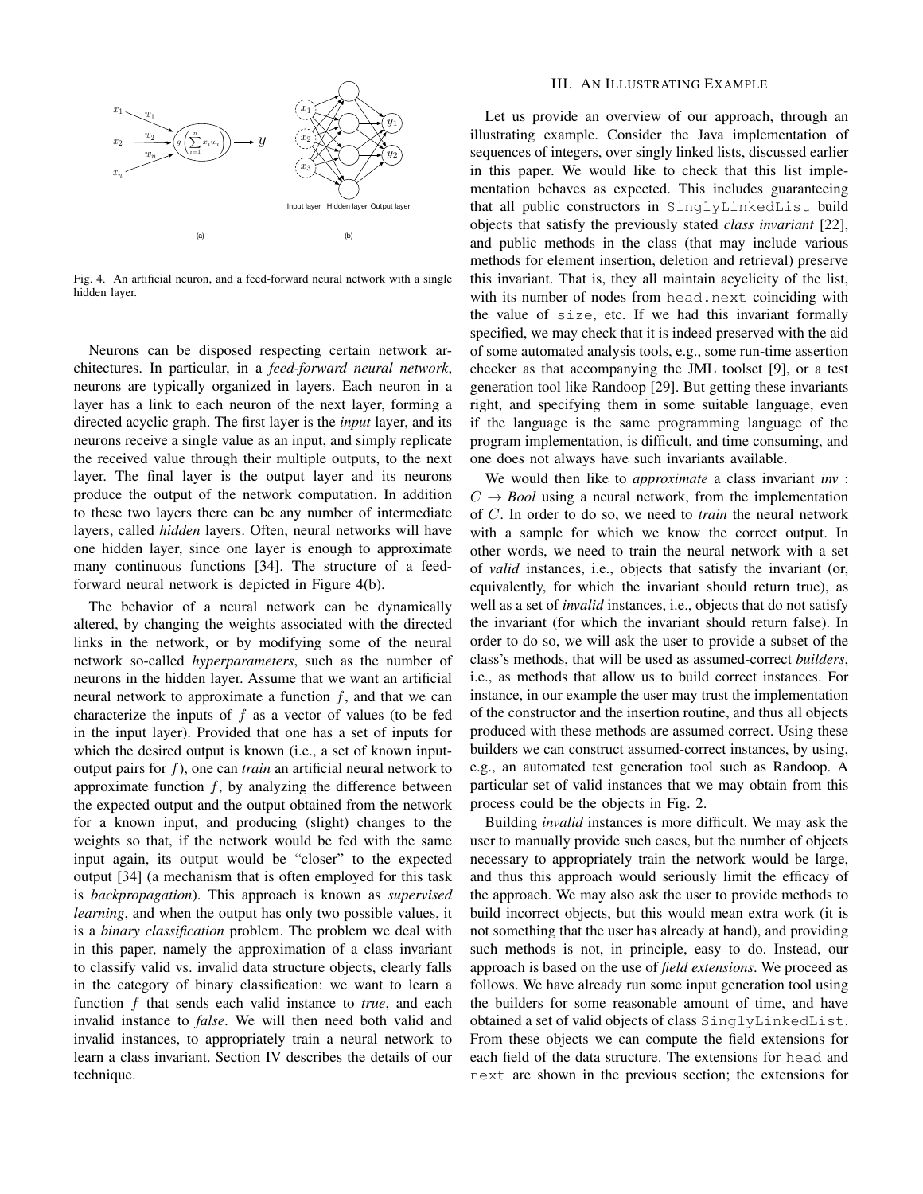Fig. 4. An artificial neuron, and a feed-forward neural network with a single hidden layer.

Neurons can be disposed respecting certain network architectures. In particular, in a *feed-forward neural network*, neurons are typically organized in layers. Each neuron in a layer has a link to each neuron of the next layer, forming a directed acyclic graph. The first layer is the *input* layer, and its neurons receive a single value as an input, and simply replicate the received value through their multiple outputs, to the next layer. The final layer is the output layer and its neurons produce the output of the network computation. In addition to these two layers there can be any number of intermediate layers, called *hidden* layers. Often, neural networks will have one hidden layer, since one layer is enough to approximate many continuous functions [34]. The structure of a feed-forward neural network is depicted in Figure 4(b).

The behavior of a neural network can be dynamically altered, by changing the weights associated with the directed links in the network, or by modifying some of the neural network so-called *hyperparameters*, such as the number of neurons in the hidden layer. Assume that we want an artificial neural network to approximate a function $f$, and that we can characterize the inputs of $f$ as a vector of values (to be fed in the input layer). Provided that one has a set of inputs for which the desired output is known (i.e., a set of known input-output pairs for $f$), one can *train* an artificial neural network to approximate function $f$, by analyzing the difference between the expected output and the output obtained from the network for a known input, and producing (slight) changes to the weights so that, if the network would be fed with the same input again, its output would be "closer" to the expected output [34] (a mechanism that is often employed for this task is *backpropagation*). This approach is known as *supervised learning*, and when the output has only two possible values, it is a *binary classification* problem. The problem we deal with in this paper, namely the approximation of a class invariant to classify valid vs. invalid data structure objects, clearly falls in the category of binary classification: we want to learn a function $f$ that sends each valid instance to *true*, and each invalid instance to *false*. We will then need both valid and invalid instances, to appropriately train a neural network to learn a class invariant. Section IV describes the details of our technique.

## III. An Illustrating Example

Let us provide an overview of our approach, through an illustrating example. Consider the Java implementation of sequences of integers, over singly linked lists, discussed earlier in this paper. We would like to check that this list implementation behaves as expected. This includes guaranteeing that all public constructors in `SinglyLinkedList` build objects that satisfy the previously stated *class invariant* [22], and public methods in the class (that may include various methods for element insertion, deletion and retrieval) preserve this invariant. That is, they all maintain acyclicity of the list, with its number of nodes from `head.next` coinciding with the value of `size`, etc. If we had this invariant formally specified, we may check that it is indeed preserved with the aid of some automated analysis tools, e.g., some run-time assertion checker as that accompanying the JML toolset [9], or a test generation tool like Randoop [29]. But getting these invariants right, and specifying them in some suitable language, even if the language is the same programming language of the program implementation, is difficult, and time consuming, and one does not always have such invariants available.

We would then like to *approximate* a class invariant *inv* : $C \rightarrow$ *Bool* using a neural network, from the implementation of $C$. In order to do so, we need to *train* the neural network with a sample for which we know the correct output. In other words, we need to train the neural network with a set of *valid* instances, i.e., objects that satisfy the invariant (or, equivalently, for which the invariant should return true), as well as a set of *invalid* instances, i.e., objects that do not satisfy the invariant (for which the invariant should return false). In order to do so, we will ask the user to provide a subset of the class's methods, that will be used as assumed-correct *builders*, i.e., as methods that allow us to build correct instances. For instance, in our example the user may trust the implementation of the constructor and the insertion routine, and thus all objects produced with these methods are assumed correct. Using these builders we can construct assumed-correct instances, by using, e.g., an automated test generation tool such as Randoop. A particular set of valid instances that we may obtain from this process could be the objects in Fig. 2.

Building *invalid* instances is more difficult. We may ask the user to manually provide such cases, but the number of objects necessary to appropriately train the network would be large, and thus this approach would seriously limit the efficacy of the approach. We may also ask the user to provide methods to build incorrect objects, but this would mean extra work (it is not something that the user has already at hand), and providing such methods is not, in principle, easy to do. Instead, our approach is based on the use of *field extensions*. We proceed as follows. We have already run some input generation tool using the builders for some reasonable amount of time, and have obtained a set of valid objects of class `SinglyLinkedList`. From these objects we can compute the field extensions for each field of the data structure. The extensions for `head` and `next` are shown in the previous section; the extensions for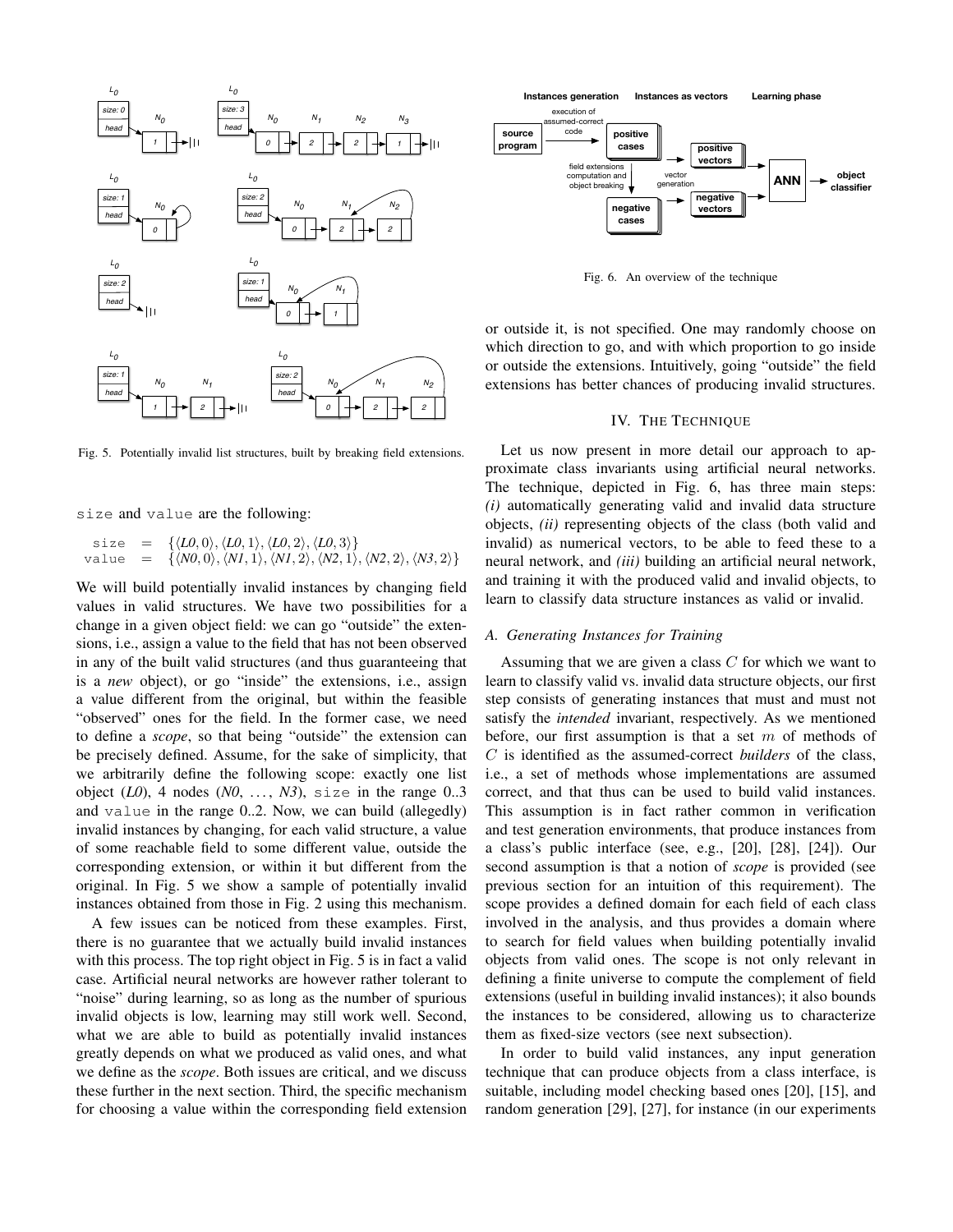Fig. 5. Potentially invalid list structures, built by breaking field extensions.

size and value are the following:

$$\begin{array}{rcl} \texttt{size} & = & \{\langle L0,0\rangle, \langle L0,1\rangle, \langle L0,2\rangle, \langle L0,3\rangle\} \\ \texttt{value} & = & \{\langle N0,0\rangle, \langle N1,1\rangle, \langle N1,2\rangle, \langle N2,1\rangle, \langle N2,2\rangle, \langle N3,2\rangle\} \end{array}$$

We will build potentially invalid instances by changing field values in valid structures. We have two possibilities for a change in a given object field: we can go "outside" the extensions, i.e., assign a value to the field that has not been observed in any of the built valid structures (and thus guaranteeing that is a *new* object), or go "inside" the extensions, i.e., assign a value different from the original, but within the feasible "observed" ones for the field. In the former case, we need to define a *scope*, so that being "outside" the extension can be precisely defined. Assume, for the sake of simplicity, that we arbitrarily define the following scope: exactly one list object (*L0*), 4 nodes (*N0*, ..., *N3*), size in the range 0..3 and value in the range 0..2. Now, we can build (allegedly) invalid instances by changing, for each valid structure, a value of some reachable field to some different value, outside the corresponding extension, or within it but different from the original. In Fig. 5 we show a sample of potentially invalid instances obtained from those in Fig. 2 using this mechanism.

A few issues can be noticed from these examples. First, there is no guarantee that we actually build invalid instances with this process. The top right object in Fig. 5 is in fact a valid case. Artificial neural networks are however rather tolerant to "noise" during learning, so as long as the number of spurious invalid objects is low, learning may still work well. Second, what we are able to build as potentially invalid instances greatly depends on what we produced as valid ones, and what we define as the *scope*. Both issues are critical, and we discuss these further in the next section. Third, the specific mechanism for choosing a value within the corresponding field extension or outside it, is not specified. One may randomly choose on which direction to go, and with which proportion to go inside or outside the extensions. Intuitively, going "outside" the field extensions has better chances of producing invalid structures.

Fig. 6. An overview of the technique

## IV. The Technique

Let us now present in more detail our approach to approximate class invariants using artificial neural networks. The technique, depicted in Fig. 6, has three main steps: *(i)* automatically generating valid and invalid data structure objects, *(ii)* representing objects of the class (both valid and invalid) as numerical vectors, to be able to feed these to a neural network, and *(iii)* building an artificial neural network, and training it with the produced valid and invalid objects, to learn to classify data structure instances as valid or invalid.

### A. Generating Instances for Training

Assuming that we are given a class $C$ for which we want to learn to classify valid vs. invalid data structure objects, our first step consists of generating instances that must and must not satisfy the *intended* invariant, respectively. As we mentioned before, our first assumption is that a set $m$ of methods of $C$ is identified as the assumed-correct *builders* of the class, i.e., a set of methods whose implementations are assumed correct, and that thus can be used to build valid instances. This assumption is in fact rather common in verification and test generation environments, that produce instances from a class's public interface (see, e.g., [20], [28], [24]). Our second assumption is that a notion of *scope* is provided (see previous section for an intuition of this requirement). The scope provides a defined domain for each field of each class involved in the analysis, and thus provides a domain where to search for field values when building potentially invalid objects from valid ones. The scope is not only relevant in defining a finite universe to compute the complement of field extensions (useful in building invalid instances); it also bounds the instances to be considered, allowing us to characterize them as fixed-size vectors (see next subsection).

In order to build valid instances, any input generation technique that can produce objects from a class interface, is suitable, including model checking based ones [20], [15], and random generation [29], [27], for instance (in our experiments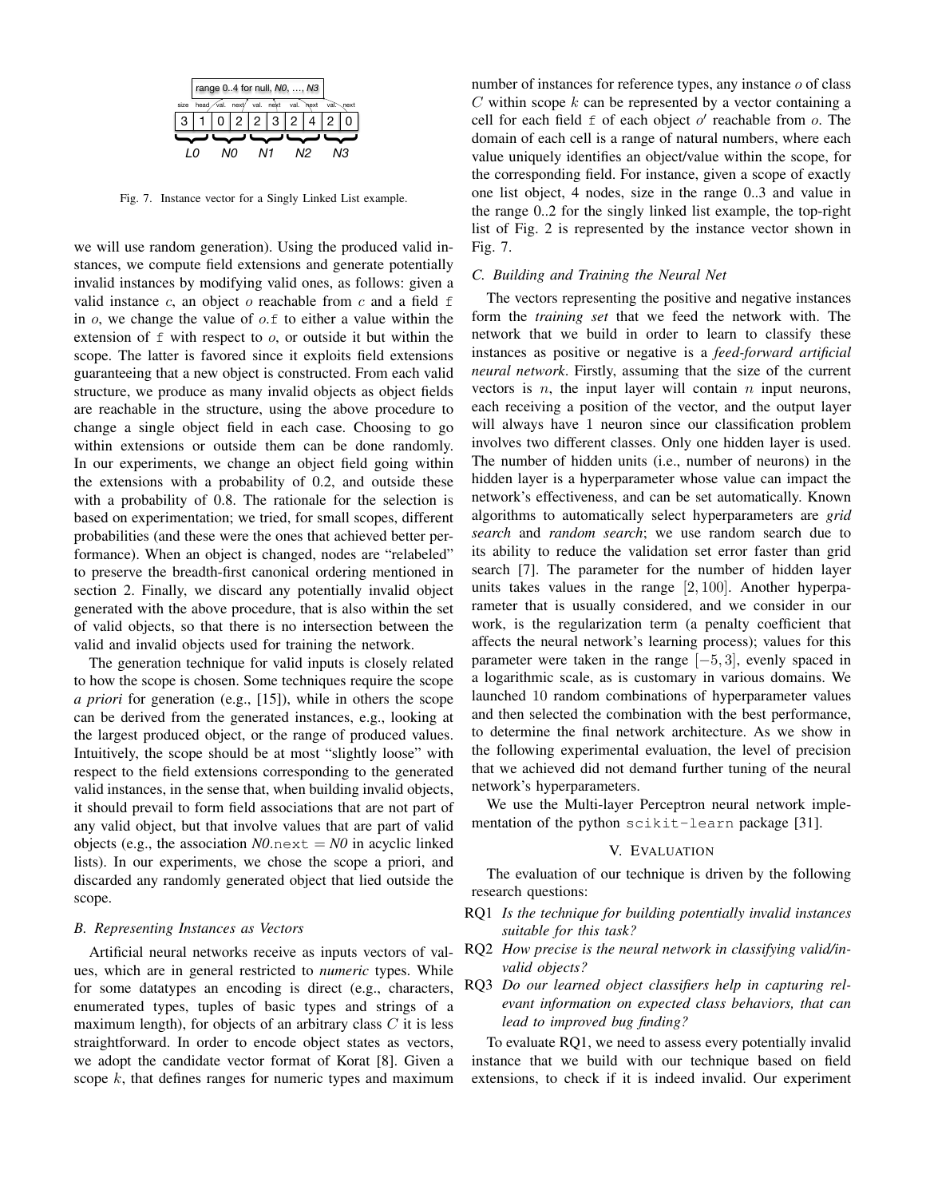Fig. 7. Instance vector for a Singly Linked List example.

we will use random generation). Using the produced valid instances, we compute field extensions and generate potentially invalid instances by modifying valid ones, as follows: given a valid instance $c$, an object $o$ reachable from $c$ and a field f in $o$, we change the value of $o$.f to either a value within the extension of f with respect to $o$, or outside it but within the scope. The latter is favored since it exploits field extensions guaranteeing that a new object is constructed. From each valid structure, we produce as many invalid objects as object fields are reachable in the structure, using the above procedure to change a single object field in each case. Choosing to go within extensions or outside them can be done randomly. In our experiments, we change an object field going within the extensions with a probability of 0.2, and outside these with a probability of 0.8. The rationale for the selection is based on experimentation; we tried, for small scopes, different probabilities (and these were the ones that achieved better performance). When an object is changed, nodes are "relabeled" to preserve the breadth-first canonical ordering mentioned in section 2. Finally, we discard any potentially invalid object generated with the above procedure, that is also within the set of valid objects, so that there is no intersection between the valid and invalid objects used for training the network.

The generation technique for valid inputs is closely related to how the scope is chosen. Some techniques require the scope *a priori* for generation (e.g., [15]), while in others the scope can be derived from the generated instances, e.g., looking at the largest produced object, or the range of produced values. Intuitively, the scope should be at most "slightly loose" with respect to the field extensions corresponding to the generated valid instances, in the sense that, when building invalid objects, it should prevail to form field associations that are not part of any valid object, but that involve values that are part of valid objects (e.g., the association *N0*.next = *N0* in acyclic linked lists). In our experiments, we chose the scope a priori, and discarded any randomly generated object that lied outside the scope.

### B. Representing Instances as Vectors

Artificial neural networks receive as inputs vectors of values, which are in general restricted to *numeric* types. While for some datatypes an encoding is direct (e.g., characters, enumerated types, tuples of basic types and strings of a maximum length), for objects of an arbitrary class $C$ it is less straightforward. In order to encode object states as vectors, we adopt the candidate vector format of Korat [8]. Given a scope $k$, that defines ranges for numeric types and maximum number of instances for reference types, any instance $o$ of class $C$ within scope $k$ can be represented by a vector containing a cell for each field f of each object $o'$ reachable from $o$. The domain of each cell is a range of natural numbers, where each value uniquely identifies an object/value within the scope, for the corresponding field. For instance, given a scope of exactly one list object, 4 nodes, size in the range 0..3 and value in the range 0..2 for the singly linked list example, the top-right list of Fig. 2 is represented by the instance vector shown in Fig. 7.

### C. Building and Training the Neural Net

The vectors representing the positive and negative instances form the *training set* that we feed the network with. The network that we build in order to learn to classify these instances as positive or negative is a *feed-forward artificial neural network*. Firstly, assuming that the size of the current vectors is $n$, the input layer will contain $n$ input neurons, each receiving a position of the vector, and the output layer will always have 1 neuron since our classification problem involves two different classes. Only one hidden layer is used. The number of hidden units (i.e., number of neurons) in the hidden layer is a hyperparameter whose value can impact the network's effectiveness, and can be set automatically. Known algorithms to automatically select hyperparameters are *grid search* and *random search*; we use random search due to its ability to reduce the validation set error faster than grid search [7]. The parameter for the number of hidden layer units takes values in the range $[2, 100]$. Another hyperparameter that is usually considered, and we consider in our work, is the regularization term (a penalty coefficient that affects the neural network's learning process); values for this parameter were taken in the range $[-5, 3]$, evenly spaced in a logarithmic scale, as is customary in various domains. We launched 10 random combinations of hyperparameter values and then selected the combination with the best performance, to determine the final network architecture. As we show in the following experimental evaluation, the level of precision that we achieved did not demand further tuning of the neural network's hyperparameters.

We use the Multi-layer Perceptron neural network implementation of the python scikit-learn package [31].

## V. Evaluation

The evaluation of our technique is driven by the following research questions:

- RQ1 *Is the technique for building potentially invalid instances suitable for this task?*
- RQ2 *How precise is the neural network in classifying valid/invalid objects?*
- RQ3 *Do our learned object classifiers help in capturing relevant information on expected class behaviors, that can lead to improved bug finding?*

To evaluate RQ1, we need to assess every potentially invalid instance that we build with our technique based on field extensions, to check if it is indeed invalid. Our experiment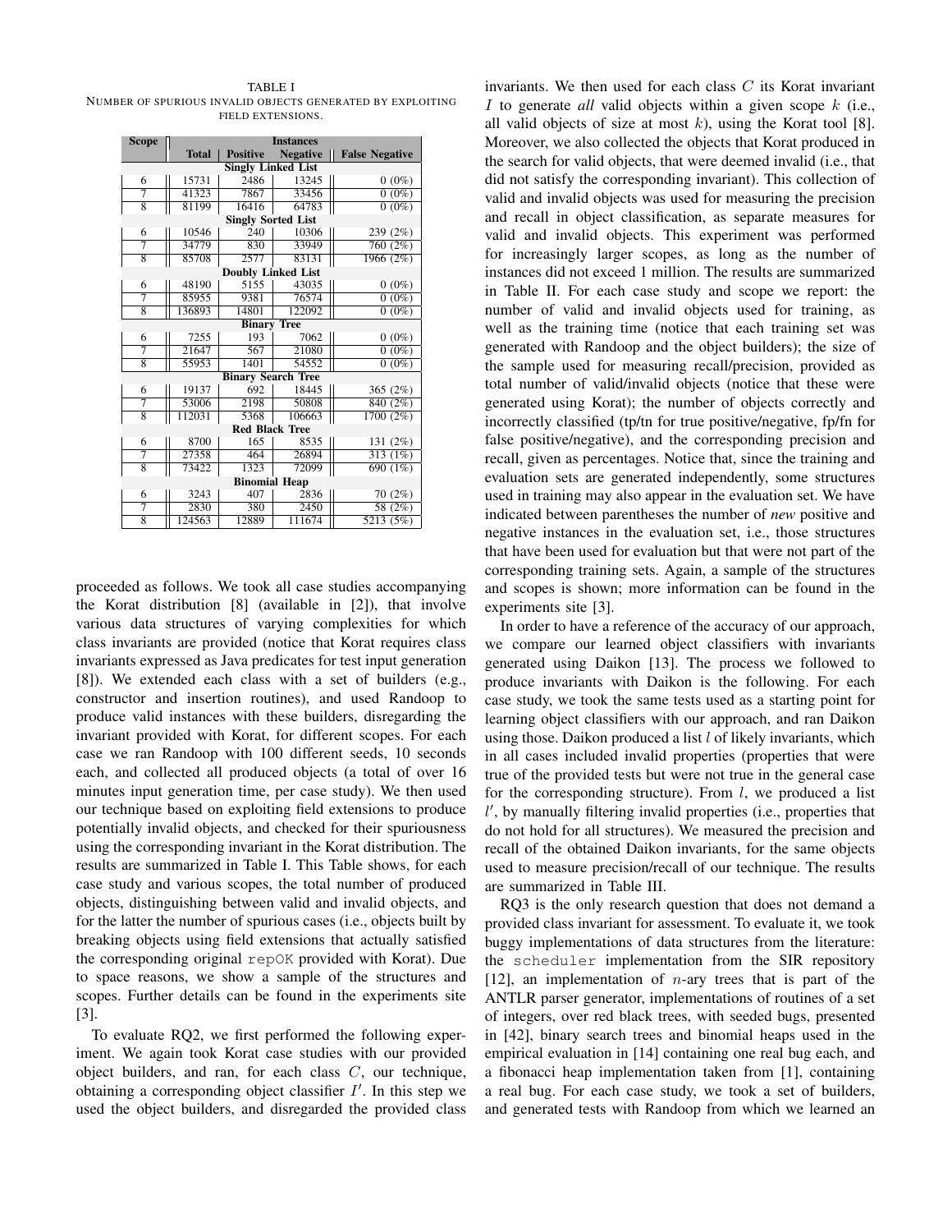TABLE I
NUMBER OF SPURIOUS INVALID OBJECTS GENERATED BY EXPLOITING FIELD EXTENSIONS.

| Scope | Instances | | | |
|---|---|---|---|---|
| | Total | Positive | Negative | False Negative |
| **Singly Linked List** | | | | |
| 6 | 15731 | 2486 | 13245 | 0 (0%) |
| 7 | 41323 | 7867 | 33456 | 0 (0%) |
| 8 | 81199 | 16416 | 64783 | 0 (0%) |
| **Singly Sorted List** | | | | |
| 6 | 10546 | 240 | 10306 | 239 (2%) |
| 7 | 34779 | 830 | 33949 | 760 (2%) |
| 8 | 85708 | 2577 | 83131 | 1966 (2%) |
| **Doubly Linked List** | | | | |
| 6 | 48190 | 5155 | 43035 | 0 (0%) |
| 7 | 85955 | 9381 | 76574 | 0 (0%) |
| 8 | 136893 | 14801 | 122092 | 0 (0%) |
| **Binary Tree** | | | | |
| 6 | 7255 | 193 | 7062 | 0 (0%) |
| 7 | 21647 | 567 | 21080 | 0 (0%) |
| 8 | 55953 | 1401 | 54552 | 0 (0%) |
| **Binary Search Tree** | | | | |
| 6 | 19137 | 692 | 18445 | 365 (2%) |
| 7 | 53006 | 2198 | 50808 | 840 (2%) |
| 8 | 112031 | 5368 | 106663 | 1700 (2%) |
| **Red Black Tree** | | | | |
| 6 | 8700 | 165 | 8535 | 131 (2%) |
| 7 | 27358 | 464 | 26894 | 313 (1%) |
| 8 | 73422 | 1323 | 72099 | 690 (1%) |
| **Binomial Heap** | | | | |
| 6 | 3243 | 407 | 2836 | 70 (2%) |
| 7 | 2830 | 380 | 2450 | 58 (2%) |
| 8 | 124563 | 12889 | 111674 | 5213 (5%) |

proceeded as follows. We took all case studies accompanying the Korat distribution [8] (available in [2]), that involve various data structures of varying complexities for which class invariants are provided (notice that Korat requires class invariants expressed as Java predicates for test input generation [8]). We extended each class with a set of builders (e.g., constructor and insertion routines), and used Randoop to produce valid instances with these builders, disregarding the invariant provided with Korat, for different scopes. For each case we ran Randoop with 100 different seeds, 10 seconds each, and collected all produced objects (a total of over 16 minutes input generation time, per case study). We then used our technique based on exploiting field extensions to produce potentially invalid objects, and checked for their spuriousness using the corresponding invariant in the Korat distribution. The results are summarized in Table I. This Table shows, for each case study and various scopes, the total number of produced objects, distinguishing between valid and invalid objects, and for the latter the number of spurious cases (i.e., objects built by breaking objects using field extensions that actually satisfied the corresponding original `repOK` provided with Korat). Due to space reasons, we show a sample of the structures and scopes. Further details can be found in the experiments site [3].

To evaluate RQ2, we first performed the following experiment. We again took Korat case studies with our provided object builders, and ran, for each class $C$, our technique, obtaining a corresponding object classifier $I'$. In this step we used the object builders, and disregarded the provided class invariants. We then used for each class $C$ its Korat invariant $I$ to generate *all* valid objects within a given scope $k$ (i.e., all valid objects of size at most $k$), using the Korat tool [8]. Moreover, we also collected the objects that Korat produced in the search for valid objects, that were deemed invalid (i.e., that did not satisfy the corresponding invariant). This collection of valid and invalid objects was used for measuring the precision and recall in object classification, as separate measures for valid and invalid objects. This experiment was performed for increasingly larger scopes, as long as the number of instances did not exceed 1 million. The results are summarized in Table II. For each case study and scope we report: the number of valid and invalid objects used for training, as well as the training time (notice that each training set was generated with Randoop and the object builders); the size of the sample used for measuring recall/precision, provided as total number of valid/invalid objects (notice that these were generated using Korat); the number of objects correctly and incorrectly classified (tp/tn for true positive/negative, fp/fn for false positive/negative), and the corresponding precision and recall, given as percentages. Notice that, since the training and evaluation sets are generated independently, some structures used in training may also appear in the evaluation set. We have indicated between parentheses the number of *new* positive and negative instances in the evaluation set, i.e., those structures that have been used for evaluation but that were not part of the corresponding training sets. Again, a sample of the structures and scopes is shown; more information can be found in the experiments site [3].

In order to have a reference of the accuracy of our approach, we compare our learned object classifiers with invariants generated using Daikon [13]. The process we followed to produce invariants with Daikon is the following. For each case study, we took the same tests used as a starting point for learning object classifiers with our approach, and ran Daikon using those. Daikon produced a list $l$ of likely invariants, which in all cases included invalid properties (properties that were true of the provided tests but were not true in the general case for the corresponding structure). From $l$, we produced a list $l'$, by manually filtering invalid properties (i.e., properties that do not hold for all structures). We measured the precision and recall of the obtained Daikon invariants, for the same objects used to measure precision/recall of our technique. The results are summarized in Table III.

RQ3 is the only research question that does not demand a provided class invariant for assessment. To evaluate it, we took buggy implementations of data structures from the literature: the `scheduler` implementation from the SIR repository [12], an implementation of $n$-ary trees that is part of the ANTLR parser generator, implementations of routines of a set of integers, over red black trees, with seeded bugs, presented in [42], binary search trees and binomial heaps used in the empirical evaluation in [14] containing one real bug each, and a fibonacci heap implementation taken from [1], containing a real bug. For each case study, we took a set of builders, and generated tests with Randoop from which we learned an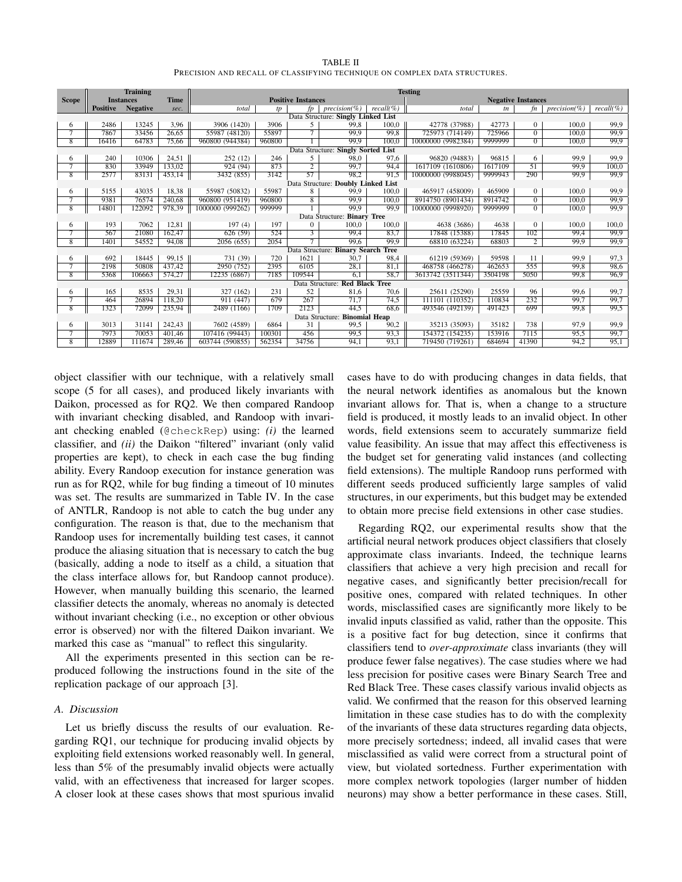TABLE II

Precision and recall of classifying technique on complex data structures.

| Scope | Training Instances | | Time | Testing | | | | | | | | | |
|---|---|---|---|---|---|---|---|---|---|---|---|---|---|
| | | | | Positive Instances | | | | | Negative Instances | | | | |
| | Positive | Negative | *sec.* | *total* | *tp* | *fp* | *precision(%)* | *recall(%)* | *total* | *tn* | *fn* | *precision(%)* | *recall(%)* |
| Data Structure: **Singly Linked List** | | | | | | | | | | | | | |
| 6 | 2486 | 13245 | 3,96 | 3906 (1420) | 3906 | 5 | 99,8 | 100,0 | 42778 (37988) | 42773 | 0 | 100,0 | 99,9 |
| 7 | 7867 | 33456 | 26,65 | 55987 (48120) | 55897 | 7 | 99,9 | 99,8 | 725973 (714149) | 725966 | 0 | 100,0 | 99,9 |
| 8 | 16416 | 64783 | 75,66 | 960800 (944384) | 960800 | 1 | 99,9 | 100,0 | 10000000 (9982384) | 9999999 | 0 | 100,0 | 99,9 |
| Data Structure: **Singly Sorted List** | | | | | | | | | | | | | |
| 6 | 240 | 10306 | 24,51 | 252 (12) | 246 | 5 | 98,0 | 97,6 | 96820 (94883) | 96815 | 6 | 99,9 | 99,9 |
| 7 | 830 | 33949 | 133,02 | 924 (94) | 873 | 2 | 99,7 | 94,4 | 1617109 (1610806) | 1617109 | 51 | 99,9 | 100,0 |
| 8 | 2577 | 83131 | 453,14 | 3432 (855) | 3142 | 57 | 98,2 | 91,5 | 10000000 (9988045) | 9999943 | 290 | 99,9 | 99,9 |
| Data Structure: **Doubly Linked List** | | | | | | | | | | | | | |
| 6 | 5155 | 43035 | 18,38 | 55987 (50832) | 55987 | 8 | 99,9 | 100,0 | 465917 (458009) | 465909 | 0 | 100,0 | 99,9 |
| 7 | 9381 | 76574 | 240,68 | 960800 (951419) | 960800 | 8 | 99,9 | 100,0 | 8914750 (8901434) | 8914742 | 0 | 100,0 | 99,9 |
| 8 | 14801 | 122092 | 978,39 | 1000000 (999262) | 999999 | 1 | 99,9 | 99,9 | 10000000 (9998920) | 9999999 | 0 | 100,0 | 99,9 |
| Data Structure: **Binary Tree** | | | | | | | | | | | | | |
| 6 | 193 | 7062 | 12,81 | 197 (4) | 197 | 0 | 100,0 | 100,0 | 4638 (3686) | 4638 | 0 | 100,0 | 100,0 |
| 7 | 567 | 21080 | 162,47 | 626 (59) | 524 | 3 | 99,4 | 83,7 | 17848 (15388) | 17845 | 102 | 99,4 | 99,9 |
| 8 | 1401 | 54552 | 94,08 | 2056 (655) | 2054 | 7 | 99,6 | 99,9 | 68810 (63224) | 68803 | 2 | 99,9 | 99,9 |
| Data Structure: **Binary Search Tree** | | | | | | | | | | | | | |
| 6 | 692 | 18445 | 99,15 | 731 (39) | 720 | 1621 | 30,7 | 98,4 | 61219 (59369) | 59598 | 11 | 99,9 | 97,3 |
| 7 | 2198 | 50808 | 437,42 | 2950 (752) | 2395 | 6105 | 28,1 | 81,1 | 468758 (466278) | 462653 | 555 | 99,8 | 98,6 |
| 8 | 5368 | 106663 | 574,27 | 12235 (6867) | 7185 | 109544 | 6,1 | 58,7 | 3613742 (3511344) | 3504198 | 5050 | 99,8 | 96,9 |
| Data Structure: **Red Black Tree** | | | | | | | | | | | | | |
| 6 | 165 | 8535 | 29,31 | 327 (162) | 231 | 52 | 81,6 | 70,6 | 25611 (25290) | 25559 | 96 | 99,6 | 99,7 |
| 7 | 464 | 26894 | 118,20 | 911 (447) | 679 | 267 | 71,7 | 74,5 | 111101 (110352) | 110834 | 232 | 99,7 | 99,7 |
| 8 | 1323 | 72099 | 235,94 | 2489 (1166) | 1709 | 2123 | 44,5 | 68,6 | 493546 (492139) | 491423 | 699 | 99,8 | 99,5 |
| Data Structure: **Binomial Heap** | | | | | | | | | | | | | |
| 6 | 3013 | 31141 | 242,43 | 7602 (4589) | 6864 | 31 | 99,5 | 90,2 | 35213 (35093) | 35182 | 738 | 97,9 | 99,9 |
| 7 | 7973 | 70053 | 401,46 | 107416 (99443) | 100301 | 456 | 99,5 | 93,3 | 154372 (154235) | 153916 | 7115 | 95,5 | 99,7 |
| 8 | 12889 | 111674 | 289,46 | 603744 (590855) | 562354 | 34756 | 94,1 | 93,1 | 719450 (719261) | 684694 | 41390 | 94,2 | 95,1 |

object classifier with our technique, with a relatively small scope (5 for all cases), and produced likely invariants with Daikon, processed as for RQ2. We then compared Randoop with invariant checking disabled, and Randoop with invariant checking enabled (`@checkRep`) using: *(i)* the learned classifier, and *(ii)* the Daikon "filtered" invariant (only valid properties are kept), to check in each case the bug finding ability. Every Randoop execution for instance generation was run as for RQ2, while for bug finding a timeout of 10 minutes was set. The results are summarized in Table IV. In the case of ANTLR, Randoop is not able to catch the bug under any configuration. The reason is that, due to the mechanism that Randoop uses for incrementally building test cases, it cannot produce the aliasing situation that is necessary to catch the bug (basically, adding a node to itself as a child, a situation that the class interface allows for, but Randoop cannot produce). However, when manually building this scenario, the learned classifier detects the anomaly, whereas no anomaly is detected without invariant checking (i.e., no exception or other obvious error is observed) nor with the filtered Daikon invariant. We marked this case as "manual" to reflect this singularity.

All the experiments presented in this section can be reproduced following the instructions found in the site of the replication package of our approach [3].

### A. Discussion

Let us briefly discuss the results of our evaluation. Regarding RQ1, our technique for producing invalid objects by exploiting field extensions worked reasonably well. In general, less than 5% of the presumably invalid objects were actually valid, with an effectiveness that increased for larger scopes. A closer look at these cases shows that most spurious invalid cases have to do with producing changes in data fields, that the neural network identifies as anomalous but the known invariant allows for. That is, when a change to a structure field is produced, it mostly leads to an invalid object. In other words, field extensions seem to accurately summarize field value feasibility. An issue that may affect this effectiveness is the budget set for generating valid instances (and collecting field extensions). The multiple Randoop runs performed with different seeds produced sufficiently large samples of valid structures, in our experiments, but this budget may be extended to obtain more precise field extensions in other case studies.

Regarding RQ2, our experimental results show that the artificial neural network produces object classifiers that closely approximate class invariants. Indeed, the technique learns classifiers that achieve a very high precision and recall for negative cases, and significantly better precision/recall for positive ones, compared with related techniques. In other words, misclassified cases are significantly more likely to be invalid inputs classified as valid, rather than the opposite. This is a positive fact for bug detection, since it confirms that classifiers tend to *over-approximate* class invariants (they will produce fewer false negatives). The case studies where we had less precision for positive cases were Binary Search Tree and Red Black Tree. These cases classify various invalid objects as valid. We confirmed that the reason for this observed learning limitation in these case studies has to do with the complexity of the invariants of these data structures regarding data objects, more precisely sortedness; indeed, all invalid cases that were misclassified as valid were correct from a structural point of view, but violated sortedness. Further experimentation with more complex network topologies (larger number of hidden neurons) may show a better performance in these cases. Still,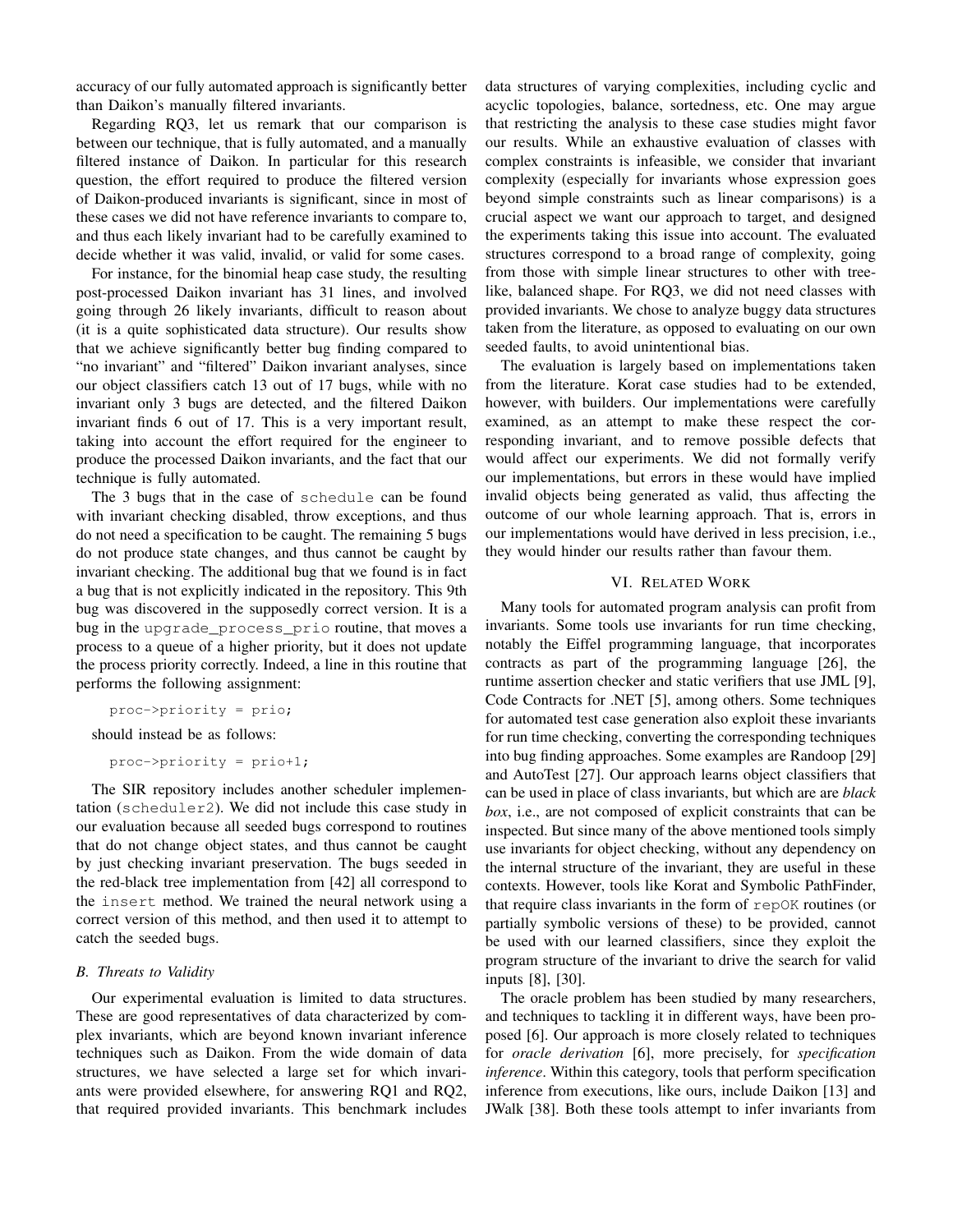accuracy of our fully automated approach is significantly better than Daikon's manually filtered invariants.

Regarding RQ3, let us remark that our comparison is between our technique, that is fully automated, and a manually filtered instance of Daikon. In particular for this research question, the effort required to produce the filtered version of Daikon-produced invariants is significant, since in most of these cases we did not have reference invariants to compare to, and thus each likely invariant had to be carefully examined to decide whether it was valid, invalid, or valid for some cases.

For instance, for the binomial heap case study, the resulting post-processed Daikon invariant has 31 lines, and involved going through 26 likely invariants, difficult to reason about (it is a quite sophisticated data structure). Our results show that we achieve significantly better bug finding compared to "no invariant" and "filtered" Daikon invariant analyses, since our object classifiers catch 13 out of 17 bugs, while with no invariant only 3 bugs are detected, and the filtered Daikon invariant finds 6 out of 17. This is a very important result, taking into account the effort required for the engineer to produce the processed Daikon invariants, and the fact that our technique is fully automated.

The 3 bugs that in the case of `schedule` can be found with invariant checking disabled, throw exceptions, and thus do not need a specification to be caught. The remaining 5 bugs do not produce state changes, and thus cannot be caught by invariant checking. The additional bug that we found is in fact a bug that is not explicitly indicated in the repository. This 9th bug was discovered in the supposedly correct version. It is a bug in the `upgrade_process_prio` routine, that moves a process to a queue of a higher priority, but it does not update the process priority correctly. Indeed, a line in this routine that performs the following assignment:

```
proc->priority = prio;
```

should instead be as follows:

```
proc->priority = prio+1;
```

The SIR repository includes another scheduler implementation (`scheduler2`). We did not include this case study in our evaluation because all seeded bugs correspond to routines that do not change object states, and thus cannot be caught by just checking invariant preservation. The bugs seeded in the red-black tree implementation from [42] all correspond to the `insert` method. We trained the neural network using a correct version of this method, and then used it to attempt to catch the seeded bugs.

### B. Threats to Validity

Our experimental evaluation is limited to data structures. These are good representatives of data characterized by complex invariants, which are beyond known invariant inference techniques such as Daikon. From the wide domain of data structures, we have selected a large set for which invariants were provided elsewhere, for answering RQ1 and RQ2, that required provided invariants. This benchmark includes data structures of varying complexities, including cyclic and acyclic topologies, balance, sortedness, etc. One may argue that restricting the analysis to these case studies might favor our results. While an exhaustive evaluation of classes with complex constraints is infeasible, we consider that invariant complexity (especially for invariants whose expression goes beyond simple constraints such as linear comparisons) is a crucial aspect we want our approach to target, and designed the experiments taking this issue into account. The evaluated structures correspond to a broad range of complexity, going from those with simple linear structures to other with tree-like, balanced shape. For RQ3, we did not need classes with provided invariants. We chose to analyze buggy data structures taken from the literature, as opposed to evaluating on our own seeded faults, to avoid unintentional bias.

The evaluation is largely based on implementations taken from the literature. Korat case studies had to be extended, however, with builders. Our implementations were carefully examined, as an attempt to make these respect the corresponding invariant, and to remove possible defects that would affect our experiments. We did not formally verify our implementations, but errors in these would have implied invalid objects being generated as valid, thus affecting the outcome of our whole learning approach. That is, errors in our implementations would have derived in less precision, i.e., they would hinder our results rather than favour them.

## VI. Related Work

Many tools for automated program analysis can profit from invariants. Some tools use invariants for run time checking, notably the Eiffel programming language, that incorporates contracts as part of the programming language [26], the runtime assertion checker and static verifiers that use JML [9], Code Contracts for .NET [5], among others. Some techniques for automated test case generation also exploit these invariants for run time checking, converting the corresponding techniques into bug finding approaches. Some examples are Randoop [29] and AutoTest [27]. Our approach learns object classifiers that can be used in place of class invariants, but which are are *black box*, i.e., are not composed of explicit constraints that can be inspected. But since many of the above mentioned tools simply use invariants for object checking, without any dependency on the internal structure of the invariant, they are useful in these contexts. However, tools like Korat and Symbolic PathFinder, that require class invariants in the form of `repOK` routines (or partially symbolic versions of these) to be provided, cannot be used with our learned classifiers, since they exploit the program structure of the invariant to drive the search for valid inputs [8], [30].

The oracle problem has been studied by many researchers, and techniques to tackling it in different ways, have been proposed [6]. Our approach is more closely related to techniques for *oracle derivation* [6], more precisely, for *specification inference*. Within this category, tools that perform specification inference from executions, like ours, include Daikon [13] and JWalk [38]. Both these tools attempt to infer invariants from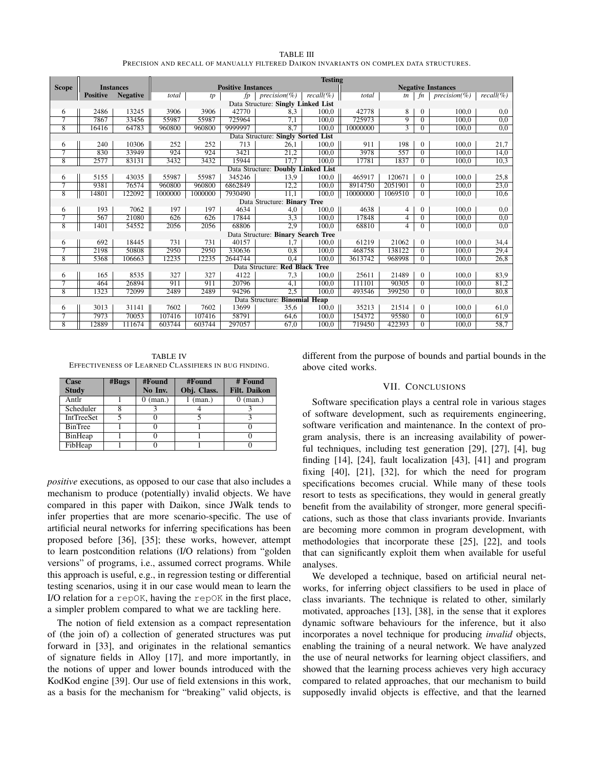TABLE III

PRECISION AND RECALL OF MANUALLY FILTERED DAIKON INVARIANTS ON COMPLEX DATA STRUCTURES.

| Scope | Instances | | Testing | | | | | | | | | |
|---|---|---|---|---|---|---|---|---|---|---|---|---|
| | | | Positive Instances | | | | | Negative Instances | | | | |
| | Positive | Negative | *total* | *tp* | *fp* | *precision(%)* | *recall(%)* | *total* | *tn* | *fn* | *precision(%)* | *recall(%)* |
| Data Structure: **Singly Linked List** | | | | | | | | | | | | |
| 6 | 2486 | 13245 | 3906 | 3906 | 42770 | 8,3 | 100,0 | 42778 | 8 | 0 | 100,0 | 0,0 |
| 7 | 7867 | 33456 | 55987 | 55987 | 725964 | 7,1 | 100,0 | 725973 | 9 | 0 | 100,0 | 0,0 |
| 8 | 16416 | 64783 | 960800 | 960800 | 9999997 | 8,7 | 100,0 | 10000000 | 3 | 0 | 100,0 | 0,0 |
| Data Structure: **Singly Sorted List** | | | | | | | | | | | | |
| 6 | 240 | 10306 | 252 | 252 | 713 | 26,1 | 100,0 | 911 | 198 | 0 | 100,0 | 21,7 |
| 7 | 830 | 33949 | 924 | 924 | 3421 | 21,2 | 100,0 | 3978 | 557 | 0 | 100,0 | 14,0 |
| 8 | 2577 | 83131 | 3432 | 3432 | 15944 | 17,7 | 100,0 | 17781 | 1837 | 0 | 100,0 | 10,3 |
| Data Structure: **Doubly Linked List** | | | | | | | | | | | | |
| 6 | 5155 | 43035 | 55987 | 55987 | 345246 | 13,9 | 100,0 | 465917 | 120671 | 0 | 100,0 | 25,8 |
| 7 | 9381 | 76574 | 960800 | 960800 | 6862849 | 12,2 | 100,0 | 8914750 | 2051901 | 0 | 100,0 | 23,0 |
| 8 | 14801 | 122092 | 1000000 | 1000000 | 7930490 | 11,1 | 100,0 | 10000000 | 1069510 | 0 | 100,0 | 10,6 |
| Data Structure: **Binary Tree** | | | | | | | | | | | | |
| 6 | 193 | 7062 | 197 | 197 | 4634 | 4,0 | 100,0 | 4638 | 4 | 0 | 100,0 | 0,0 |
| 7 | 567 | 21080 | 626 | 626 | 17844 | 3,3 | 100,0 | 17848 | 4 | 0 | 100,0 | 0,0 |
| 8 | 1401 | 54552 | 2056 | 2056 | 68806 | 2,9 | 100,0 | 68810 | 4 | 0 | 100,0 | 0,0 |
| Data Structure: **Binary Search Tree** | | | | | | | | | | | | |
| 6 | 692 | 18445 | 731 | 731 | 40157 | 1,7 | 100,0 | 61219 | 21062 | 0 | 100,0 | 34,4 |
| 7 | 2198 | 50808 | 2950 | 2950 | 330636 | 0,8 | 100,0 | 468758 | 138122 | 0 | 100,0 | 29,4 |
| 8 | 5368 | 106663 | 12235 | 12235 | 2644744 | 0,4 | 100,0 | 3613742 | 968998 | 0 | 100,0 | 26,8 |
| Data Structure: **Red Black Tree** | | | | | | | | | | | | |
| 6 | 165 | 8535 | 327 | 327 | 4122 | 7,3 | 100,0 | 25611 | 21489 | 0 | 100,0 | 83,9 |
| 7 | 464 | 26894 | 911 | 911 | 20796 | 4,1 | 100,0 | 111101 | 90305 | 0 | 100,0 | 81,2 |
| 8 | 1323 | 72099 | 2489 | 2489 | 94296 | 2,5 | 100,0 | 493546 | 399250 | 0 | 100,0 | 80,8 |
| Data Structure: **Binomial Heap** | | | | | | | | | | | | |
| 6 | 3013 | 31141 | 7602 | 7602 | 13699 | 35,6 | 100,0 | 35213 | 21514 | 0 | 100,0 | 61,0 |
| 7 | 7973 | 70053 | 107416 | 107416 | 58791 | 64,6 | 100,0 | 154372 | 95580 | 0 | 100,0 | 61,9 |
| 8 | 12889 | 111674 | 603744 | 603744 | 297057 | 67,0 | 100,0 | 719450 | 422393 | 0 | 100,0 | 58,7 |

TABLE IV

EFFECTIVENESS OF LEARNED CLASSIFIERS IN BUG FINDING.

| Case Study | #Bugs | #Found No Inv. | #Found Obj. Class. | # Found Filt. Daikon |
|---|---|---|---|---|
| Antlr | 1 | 0 (man.) | 1 (man.) | 0 (man.) |
| Scheduler | 8 | 3 | 4 | 3 |
| IntTreeSet | 5 | 0 | 5 | 3 |
| BinTree | 1 | 0 | 1 | 0 |
| BinHeap | 1 | 0 | 1 | 0 |
| FibHeap | 1 | 0 | 1 | 0 |

*positive* executions, as opposed to our case that also includes a mechanism to produce (potentially) invalid objects. We have compared in this paper with Daikon, since JWalk tends to infer properties that are more scenario-specific. The use of artificial neural networks for inferring specifications has been proposed before [36], [35]; these works, however, attempt to learn postcondition relations (I/O relations) from "golden versions" of programs, i.e., assumed correct programs. While this approach is useful, e.g., in regression testing or differential testing scenarios, using it in our case would mean to learn the I/O relation for a `repOK`, having the `repOK` in the first place, a simpler problem compared to what we are tackling here.

The notion of field extension as a compact representation of (the join of) a collection of generated structures was put forward in [33], and originates in the relational semantics of signature fields in Alloy [17], and more importantly, in the notions of upper and lower bounds introduced with the KodKod engine [39]. Our use of field extensions in this work, as a basis for the mechanism for "breaking" valid objects, is different from the purpose of bounds and partial bounds in the above cited works.

## VII. CONCLUSIONS

Software specification plays a central role in various stages of software development, such as requirements engineering, software verification and maintenance. In the context of program analysis, there is an increasing availability of powerful techniques, including test generation [29], [27], [4], bug finding [14], [24], fault localization [43], [41] and program fixing [40], [21], [32], for which the need for program specifications becomes crucial. While many of these tools resort to tests as specifications, they would in general greatly benefit from the availability of stronger, more general specifications, such as those that class invariants provide. Invariants are becoming more common in program development, with methodologies that incorporate these [25], [22], and tools that can significantly exploit them when available for useful analyses.

We developed a technique, based on artificial neural networks, for inferring object classifiers to be used in place of class invariants. The technique is related to other, similarly motivated, approaches [13], [38], in the sense that it explores dynamic software behaviours for the inference, but it also incorporates a novel technique for producing *invalid* objects, enabling the training of a neural network. We have analyzed the use of neural networks for learning object classifiers, and showed that the learning process achieves very high accuracy compared to related approaches, that our mechanism to build supposedly invalid objects is effective, and that the learned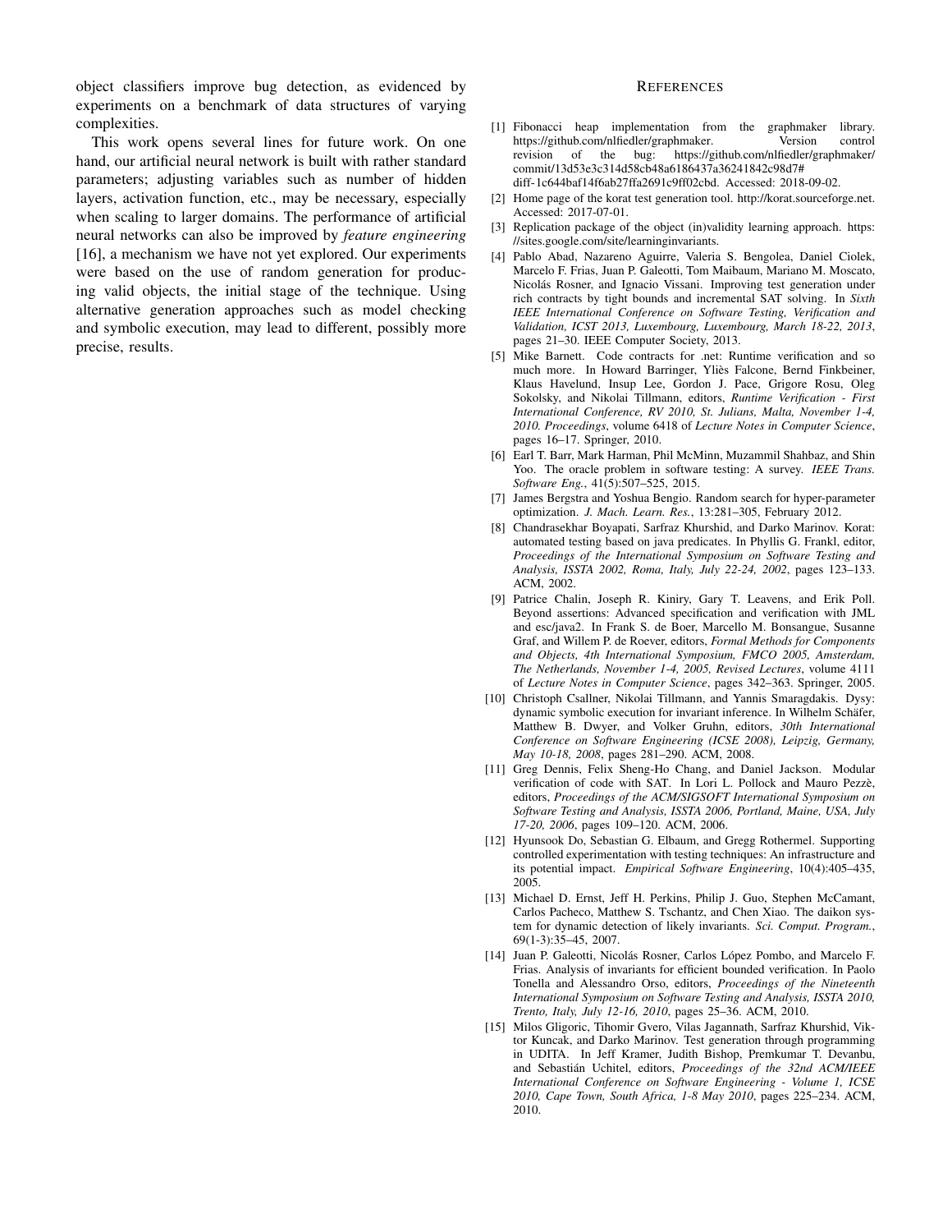object classifiers improve bug detection, as evidenced by experiments on a benchmark of data structures of varying complexities.

This work opens several lines for future work. On one hand, our artificial neural network is built with rather standard parameters; adjusting variables such as number of hidden layers, activation function, etc., may be necessary, especially when scaling to larger domains. The performance of artificial neural networks can also be improved by *feature engineering* [16], a mechanism we have not yet explored. Our experiments were based on the use of random generation for producing valid objects, the initial stage of the technique. Using alternative generation approaches such as model checking and symbolic execution, may lead to different, possibly more precise, results.

## References

[1] Fibonacci heap implementation from the graphmaker library. https://github.com/nlfiedler/graphmaker. Version control revision of the bug: https://github.com/nlfiedler/graphmaker/commit/13d53e3c314d58cb48a6186437a36241842c98d7#diff-1c644baf14f6ab27ffa2691c9ff02cbd. Accessed: 2018-09-02.

[2] Home page of the korat test generation tool. http://korat.sourceforge.net. Accessed: 2017-07-01.

[3] Replication package of the object (in)validity learning approach. https://sites.google.com/site/learninginvariants.

[4] Pablo Abad, Nazareno Aguirre, Valeria S. Bengolea, Daniel Ciolek, Marcelo F. Frias, Juan P. Galeotti, Tom Maibaum, Mariano M. Moscato, Nicolás Rosner, and Ignacio Vissani. Improving test generation under rich contracts by tight bounds and incremental SAT solving. In *Sixth IEEE International Conference on Software Testing, Verification and Validation, ICST 2013, Luxembourg, Luxembourg, March 18-22, 2013*, pages 21–30. IEEE Computer Society, 2013.

[5] Mike Barnett. Code contracts for .net: Runtime verification and so much more. In Howard Barringer, Yliès Falcone, Bernd Finkbeiner, Klaus Havelund, Insup Lee, Gordon J. Pace, Grigore Rosu, Oleg Sokolsky, and Nikolai Tillmann, editors, *Runtime Verification - First International Conference, RV 2010, St. Julians, Malta, November 1-4, 2010. Proceedings*, volume 6418 of *Lecture Notes in Computer Science*, pages 16–17. Springer, 2010.

[6] Earl T. Barr, Mark Harman, Phil McMinn, Muzammil Shahbaz, and Shin Yoo. The oracle problem in software testing: A survey. *IEEE Trans. Software Eng.*, 41(5):507–525, 2015.

[7] James Bergstra and Yoshua Bengio. Random search for hyper-parameter optimization. *J. Mach. Learn. Res.*, 13:281–305, February 2012.

[8] Chandrasekhar Boyapati, Sarfraz Khurshid, and Darko Marinov. Korat: automated testing based on java predicates. In Phyllis G. Frankl, editor, *Proceedings of the International Symposium on Software Testing and Analysis, ISSTA 2002, Roma, Italy, July 22-24, 2002*, pages 123–133. ACM, 2002.

[9] Patrice Chalin, Joseph R. Kiniry, Gary T. Leavens, and Erik Poll. Beyond assertions: Advanced specification and verification with JML and esc/java2. In Frank S. de Boer, Marcello M. Bonsangue, Susanne Graf, and Willem P. de Roever, editors, *Formal Methods for Components and Objects, 4th International Symposium, FMCO 2005, Amsterdam, The Netherlands, November 1-4, 2005, Revised Lectures*, volume 4111 of *Lecture Notes in Computer Science*, pages 342–363. Springer, 2005.

[10] Christoph Csallner, Nikolai Tillmann, and Yannis Smaragdakis. Dysy: dynamic symbolic execution for invariant inference. In Wilhelm Schäfer, Matthew B. Dwyer, and Volker Gruhn, editors, *30th International Conference on Software Engineering (ICSE 2008), Leipzig, Germany, May 10-18, 2008*, pages 281–290. ACM, 2008.

[11] Greg Dennis, Felix Sheng-Ho Chang, and Daniel Jackson. Modular verification of code with SAT. In Lori L. Pollock and Mauro Pezzè, editors, *Proceedings of the ACM/SIGSOFT International Symposium on Software Testing and Analysis, ISSTA 2006, Portland, Maine, USA, July 17-20, 2006*, pages 109–120. ACM, 2006.

[12] Hyunsook Do, Sebastian G. Elbaum, and Gregg Rothermel. Supporting controlled experimentation with testing techniques: An infrastructure and its potential impact. *Empirical Software Engineering*, 10(4):405–435, 2005.

[13] Michael D. Ernst, Jeff H. Perkins, Philip J. Guo, Stephen McCamant, Carlos Pacheco, Matthew S. Tschantz, and Chen Xiao. The daikon system for dynamic detection of likely invariants. *Sci. Comput. Program.*, 69(1-3):35–45, 2007.

[14] Juan P. Galeotti, Nicolás Rosner, Carlos López Pombo, and Marcelo F. Frias. Analysis of invariants for efficient bounded verification. In Paolo Tonella and Alessandro Orso, editors, *Proceedings of the Nineteenth International Symposium on Software Testing and Analysis, ISSTA 2010, Trento, Italy, July 12-16, 2010*, pages 25–36. ACM, 2010.

[15] Milos Gligoric, Tihomir Gvero, Vilas Jagannath, Sarfraz Khurshid, Viktor Kuncak, and Darko Marinov. Test generation through programming in UDITA. In Jeff Kramer, Judith Bishop, Premkumar T. Devanbu, and Sebastián Uchitel, editors, *Proceedings of the 32nd ACM/IEEE International Conference on Software Engineering - Volume 1, ICSE 2010, Cape Town, South Africa, 1-8 May 2010*, pages 225–234. ACM, 2010.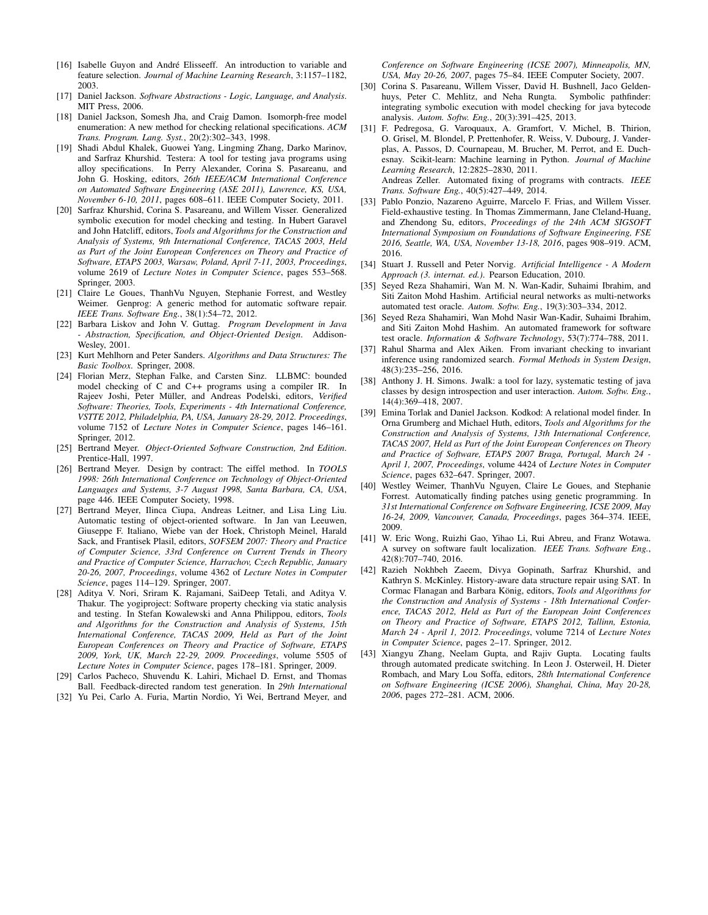[16] Isabelle Guyon and André Elisseeff. An introduction to variable and feature selection. *Journal of Machine Learning Research*, 3:1157–1182, 2003.

[17] Daniel Jackson. *Software Abstractions - Logic, Language, and Analysis*. MIT Press, 2006.

[18] Daniel Jackson, Somesh Jha, and Craig Damon. Isomorph-free model enumeration: A new method for checking relational specifications. *ACM Trans. Program. Lang. Syst.*, 20(2):302–343, 1998.

[19] Shadi Abdul Khalek, Guowei Yang, Lingming Zhang, Darko Marinov, and Sarfraz Khurshid. Testera: A tool for testing java programs using alloy specifications. In Perry Alexander, Corina S. Pasareanu, and John G. Hosking, editors, *26th IEEE/ACM International Conference on Automated Software Engineering (ASE 2011), Lawrence, KS, USA, November 6-10, 2011*, pages 608–611. IEEE Computer Society, 2011.

[20] Sarfraz Khurshid, Corina S. Pasareanu, and Willem Visser. Generalized symbolic execution for model checking and testing. In Hubert Garavel and John Hatcliff, editors, *Tools and Algorithms for the Construction and Analysis of Systems, 9th International Conference, TACAS 2003, Held as Part of the Joint European Conferences on Theory and Practice of Software, ETAPS 2003, Warsaw, Poland, April 7-11, 2003, Proceedings*, volume 2619 of *Lecture Notes in Computer Science*, pages 553–568. Springer, 2003.

[21] Claire Le Goues, ThanhVu Nguyen, Stephanie Forrest, and Westley Weimer. Genprog: A generic method for automatic software repair. *IEEE Trans. Software Eng.*, 38(1):54–72, 2012.

[22] Barbara Liskov and John V. Guttag. *Program Development in Java - Abstraction, Specification, and Object-Oriented Design*. Addison-Wesley, 2001.

[23] Kurt Mehlhorn and Peter Sanders. *Algorithms and Data Structures: The Basic Toolbox*. Springer, 2008.

[24] Florian Merz, Stephan Falke, and Carsten Sinz. LLBMC: bounded model checking of C and C++ programs using a compiler IR. In Rajeev Joshi, Peter Müller, and Andreas Podelski, editors, *Verified Software: Theories, Tools, Experiments - 4th International Conference, VSTTE 2012, Philadelphia, PA, USA, January 28-29, 2012. Proceedings*, volume 7152 of *Lecture Notes in Computer Science*, pages 146–161. Springer, 2012.

[25] Bertrand Meyer. *Object-Oriented Software Construction, 2nd Edition*. Prentice-Hall, 1997.

[26] Bertrand Meyer. Design by contract: The eiffel method. In *TOOLS 1998: 26th International Conference on Technology of Object-Oriented Languages and Systems, 3-7 August 1998, Santa Barbara, CA, USA*, page 446. IEEE Computer Society, 1998.

[27] Bertrand Meyer, Ilinca Ciupa, Andreas Leitner, and Lisa Ling Liu. Automatic testing of object-oriented software. In Jan van Leeuwen, Giuseppe F. Italiano, Wiebe van der Hoek, Christoph Meinel, Harald Sack, and Frantisek Plasil, editors, *SOFSEM 2007: Theory and Practice of Computer Science, 33rd Conference on Current Trends in Theory and Practice of Computer Science, Harrachov, Czech Republic, January 20-26, 2007, Proceedings*, volume 4362 of *Lecture Notes in Computer Science*, pages 114–129. Springer, 2007.

[28] Aditya V. Nori, Sriram K. Rajamani, SaiDeep Tetali, and Aditya V. Thakur. The yogiproject: Software property checking via static analysis and testing. In Stefan Kowalewski and Anna Philippou, editors, *Tools and Algorithms for the Construction and Analysis of Systems, 15th International Conference, TACAS 2009, Held as Part of the Joint European Conferences on Theory and Practice of Software, ETAPS 2009, York, UK, March 22-29, 2009. Proceedings*, volume 5505 of *Lecture Notes in Computer Science*, pages 178–181. Springer, 2009.

[29] Carlos Pacheco, Shuvendu K. Lahiri, Michael D. Ernst, and Thomas Ball. Feedback-directed random test generation. In *29th International Conference on Software Engineering (ICSE 2007), Minneapolis, MN, USA, May 20-26, 2007*, pages 75–84. IEEE Computer Society, 2007.

[32] Yu Pei, Carlo A. Furia, Martin Nordio, Yi Wei, Bertrand Meyer, and Andreas Zeller. Automated fixing of programs with contracts. *IEEE Trans. Software Eng.*, 40(5):427–449, 2014.

[30] Corina S. Pasareanu, Willem Visser, David H. Bushnell, Jaco Geldenhuys, Peter C. Mehlitz, and Neha Rungta. Symbolic pathfinder: integrating symbolic execution with model checking for java bytecode analysis. *Autom. Softw. Eng.*, 20(3):391–425, 2013.

[31] F. Pedregosa, G. Varoquaux, A. Gramfort, V. Michel, B. Thirion, O. Grisel, M. Blondel, P. Prettenhofer, R. Weiss, V. Dubourg, J. Vanderplas, A. Passos, D. Cournapeau, M. Brucher, M. Perrot, and E. Duchesnay. Scikit-learn: Machine learning in Python. *Journal of Machine Learning Research*, 12:2825–2830, 2011.

[33] Pablo Ponzio, Nazareno Aguirre, Marcelo F. Frias, and Willem Visser. Field-exhaustive testing. In Thomas Zimmermann, Jane Cleland-Huang, and Zhendong Su, editors, *Proceedings of the 24th ACM SIGSOFT International Symposium on Foundations of Software Engineering, FSE 2016, Seattle, WA, USA, November 13-18, 2016*, pages 908–919. ACM, 2016.

[34] Stuart J. Russell and Peter Norvig. *Artificial Intelligence - A Modern Approach (3. internat. ed.)*. Pearson Education, 2010.

[35] Seyed Reza Shahamiri, Wan M. N. Wan-Kadir, Suhaimi Ibrahim, and Siti Zaiton Mohd Hashim. Artificial neural networks as multi-networks automated test oracle. *Autom. Softw. Eng.*, 19(3):303–334, 2012.

[36] Seyed Reza Shahamiri, Wan Mohd Nasir Wan-Kadir, Suhaimi Ibrahim, and Siti Zaiton Mohd Hashim. An automated framework for software test oracle. *Information & Software Technology*, 53(7):774–788, 2011.

[37] Rahul Sharma and Alex Aiken. From invariant checking to invariant inference using randomized search. *Formal Methods in System Design*, 48(3):235–256, 2016.

[38] Anthony J. H. Simons. Jwalk: a tool for lazy, systematic testing of java classes by design introspection and user interaction. *Autom. Softw. Eng.*, 14(4):369–418, 2007.

[39] Emina Torlak and Daniel Jackson. Kodkod: A relational model finder. In Orna Grumberg and Michael Huth, editors, *Tools and Algorithms for the Construction and Analysis of Systems, 13th International Conference, TACAS 2007, Held as Part of the Joint European Conferences on Theory and Practice of Software, ETAPS 2007 Braga, Portugal, March 24 - April 1, 2007, Proceedings*, volume 4424 of *Lecture Notes in Computer Science*, pages 632–647. Springer, 2007.

[40] Westley Weimer, ThanhVu Nguyen, Claire Le Goues, and Stephanie Forrest. Automatically finding patches using genetic programming. In *31st International Conference on Software Engineering, ICSE 2009, May 16-24, 2009, Vancouver, Canada, Proceedings*, pages 364–374. IEEE, 2009.

[41] W. Eric Wong, Ruizhi Gao, Yihao Li, Rui Abreu, and Franz Wotawa. A survey on software fault localization. *IEEE Trans. Software Eng.*, 42(8):707–740, 2016.

[42] Razieh Nokhbeh Zaeem, Divya Gopinath, Sarfraz Khurshid, and Kathryn S. McKinley. History-aware data structure repair using SAT. In Cormac Flanagan and Barbara König, editors, *Tools and Algorithms for the Construction and Analysis of Systems - 18th International Conference, TACAS 2012, Held as Part of the European Joint Conferences on Theory and Practice of Software, ETAPS 2012, Tallinn, Estonia, March 24 - April 1, 2012. Proceedings*, volume 7214 of *Lecture Notes in Computer Science*, pages 2–17. Springer, 2012.

[43] Xiangyu Zhang, Neelam Gupta, and Rajiv Gupta. Locating faults through automated predicate switching. In Leon J. Osterweil, H. Dieter Rombach, and Mary Lou Soffa, editors, *28th International Conference on Software Engineering (ICSE 2006), Shanghai, China, May 20-28, 2006*, pages 272–281. ACM, 2006.